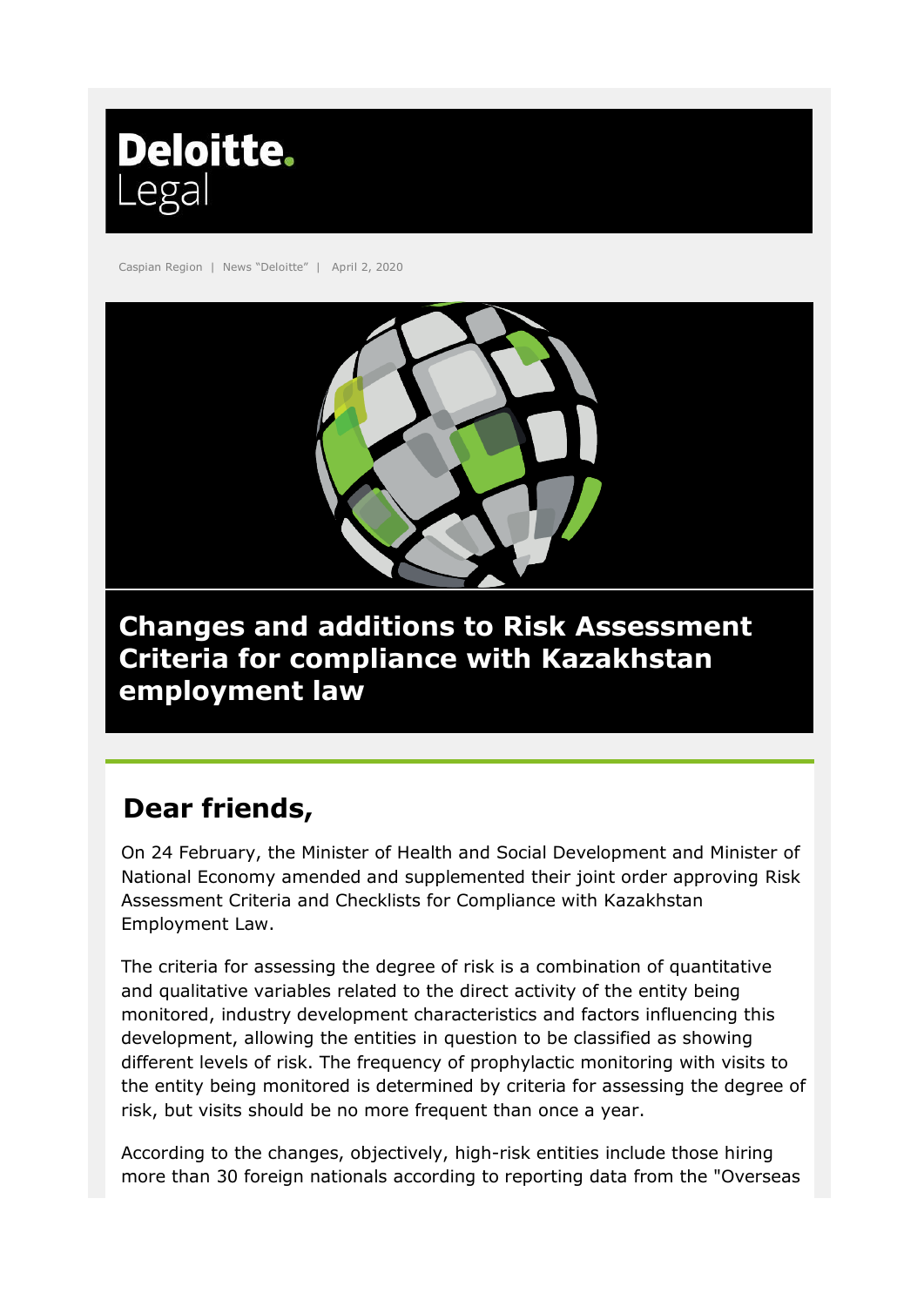Deloitte.
Legal

Caspian Region | News "Deloitte" | April 2, 2020

# Changes and additions to Risk Assessment Criteria for compliance with Kazakhstan employment law

## Dear friends,

On 24 February, the Minister of Health and Social Development and Minister of National Economy amended and supplemented their joint order approving Risk Assessment Criteria and Checklists for Compliance with Kazakhstan Employment Law.

The criteria for assessing the degree of risk is a combination of quantitative and qualitative variables related to the direct activity of the entity being monitored, industry development characteristics and factors influencing this development, allowing the entities in question to be classified as showing different levels of risk. The frequency of prophylactic monitoring with visits to the entity being monitored is determined by criteria for assessing the degree of risk, but visits should be no more frequent than once a year.

According to the changes, objectively, high-risk entities include those hiring more than 30 foreign nationals according to reporting data from the "Overseas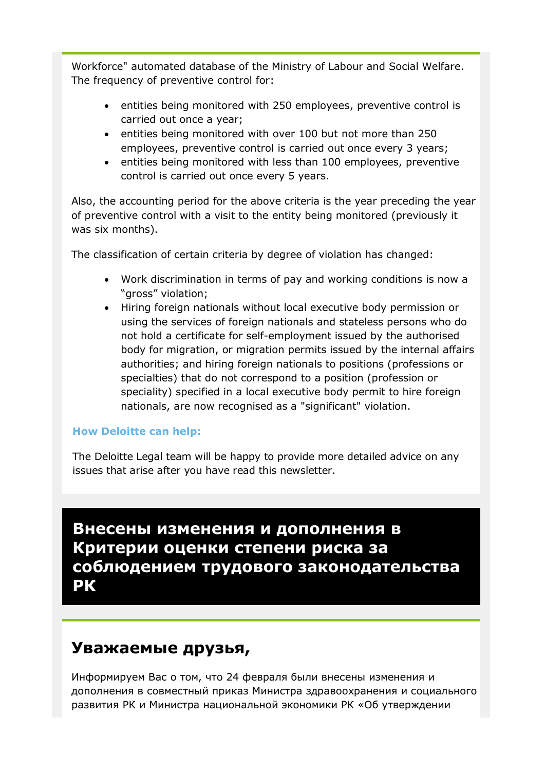Workforce" automated database of the Ministry of Labour and Social Welfare. The frequency of preventive control for:

- entities being monitored with 250 employees, preventive control is carried out once a year;
- entities being monitored with over 100 but not more than 250 employees, preventive control is carried out once every 3 years;
- entities being monitored with less than 100 employees, preventive control is carried out once every 5 years.

Also, the accounting period for the above criteria is the year preceding the year of preventive control with a visit to the entity being monitored (previously it was six months).

The classification of certain criteria by degree of violation has changed:

- Work discrimination in terms of pay and working conditions is now a "gross" violation;
- Hiring foreign nationals without local executive body permission or using the services of foreign nationals and stateless persons who do not hold a certificate for self-employment issued by the authorised body for migration, or migration permits issued by the internal affairs authorities; and hiring foreign nationals to positions (professions or specialties) that do not correspond to a position (profession or speciality) specified in a local executive body permit to hire foreign nationals, are now recognised as a "significant" violation.

**How Deloitte can help:**

The Deloitte Legal team will be happy to provide more detailed advice on any issues that arise after you have read this newsletter.

# Внесены изменения и дополнения в Критерии оценки степени риска за соблюдением трудового законодательства РК

## Уважаемые друзья,

Информируем Вас о том, что 24 февраля были внесены изменения и дополнения в совместный приказ Министра здравоохранения и социального развития РК и Министра национальной экономики РК «Об утверждении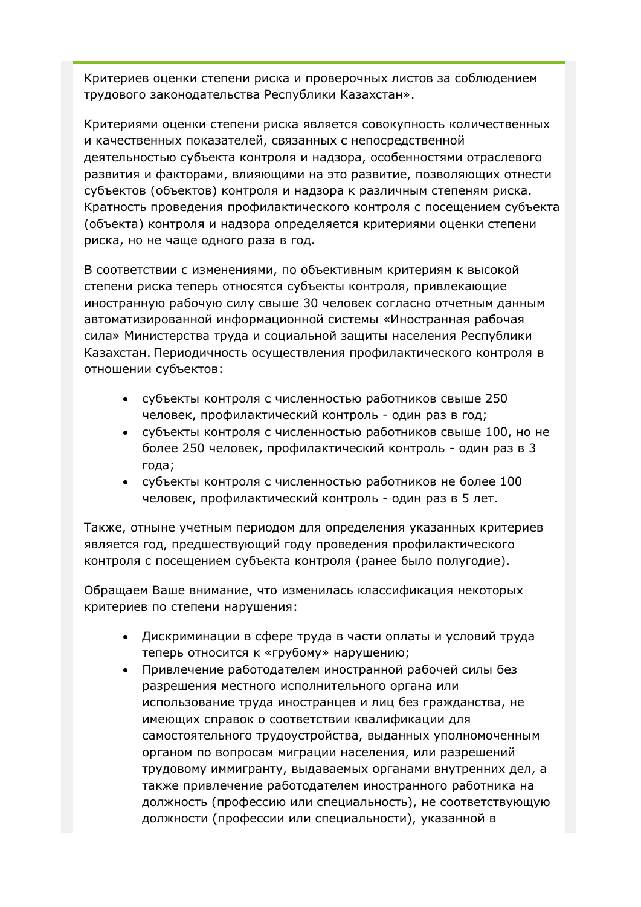Критериев оценки степени риска и проверочных листов за соблюдением трудового законодательства Республики Казахстан».

Критериями оценки степени риска является совокупность количественных и качественных показателей, связанных с непосредственной деятельностью субъекта контроля и надзора, особенностями отраслевого развития и факторами, влияющими на это развитие, позволяющих отнести субъектов (объектов) контроля и надзора к различным степеням риска. Кратность проведения профилактического контроля с посещением субъекта (объекта) контроля и надзора определяется критериями оценки степени риска, но не чаще одного раза в год.

В соответствии с изменениями, по объективным критериям к высокой степени риска теперь относятся субъекты контроля, привлекающие иностранную рабочую силу свыше 30 человек согласно отчетным данным автоматизированной информационной системы «Иностранная рабочая сила» Министерства труда и социальной защиты населения Республики Казахстан. Периодичность осуществления профилактического контроля в отношении субъектов:

- субъекты контроля с численностью работников свыше 250 человек, профилактический контроль - один раз в год;
- субъекты контроля с численностью работников свыше 100, но не более 250 человек, профилактический контроль - один раз в 3 года;
- субъекты контроля с численностью работников не более 100 человек, профилактический контроль - один раз в 5 лет.

Также, отныне учетным периодом для определения указанных критериев является год, предшествующий году проведения профилактического контроля с посещением субъекта контроля (ранее было полугодие).

Обращаем Ваше внимание, что изменилась классификация некоторых критериев по степени нарушения:

- Дискриминации в сфере труда в части оплаты и условий труда теперь относится к «грубому» нарушению;
- Привлечение работодателем иностранной рабочей силы без разрешения местного исполнительного органа или использование труда иностранцев и лиц без гражданства, не имеющих справок о соответствии квалификации для самостоятельного трудоустройства, выданных уполномоченным органом по вопросам миграции населения, или разрешений трудовому иммигранту, выдаваемых органами внутренних дел, а также привлечение работодателем иностранного работника на должность (профессию или специальность), не соответствующую должности (профессии или специальности), указанной в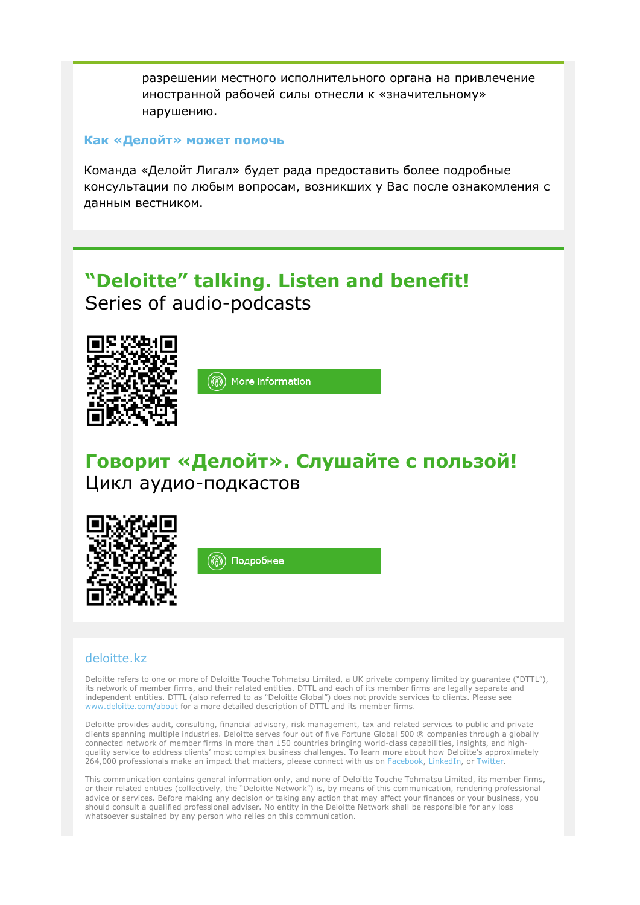разрешении местного исполнительного органа на привлечение иностранной рабочей силы отнесли к «значительному» нарушению.

### Как «Делойт» может помочь

Команда «Делойт Лигал» будет рада предоставить более подробные консультации по любым вопросам, возникших у Вас после ознакомления с данным вестником.

## "Deloitte" talking. Listen and benefit!

Series of audio-podcasts

More information

## Говорит «Делойт». Слушайте с пользой!

Цикл аудио-подкастов

Подробнее

deloitte.kz

Deloitte refers to one or more of Deloitte Touche Tohmatsu Limited, a UK private company limited by guarantee ("DTTL"), its network of member firms, and their related entities. DTTL and each of its member firms are legally separate and independent entities. DTTL (also referred to as "Deloitte Global") does not provide services to clients. Please see www.deloitte.com/about for a more detailed description of DTTL and its member firms.

Deloitte provides audit, consulting, financial advisory, risk management, tax and related services to public and private clients spanning multiple industries. Deloitte serves four out of five Fortune Global 500 ® companies through a globally connected network of member firms in more than 150 countries bringing world-class capabilities, insights, and high-quality service to address clients' most complex business challenges. To learn more about how Deloitte's approximately 264,000 professionals make an impact that matters, please connect with us on Facebook, LinkedIn, or Twitter.

This communication contains general information only, and none of Deloitte Touche Tohmatsu Limited, its member firms, or their related entities (collectively, the "Deloitte Network") is, by means of this communication, rendering professional advice or services. Before making any decision or taking any action that may affect your finances or your business, you should consult a qualified professional adviser. No entity in the Deloitte Network shall be responsible for any loss whatsoever sustained by any person who relies on this communication.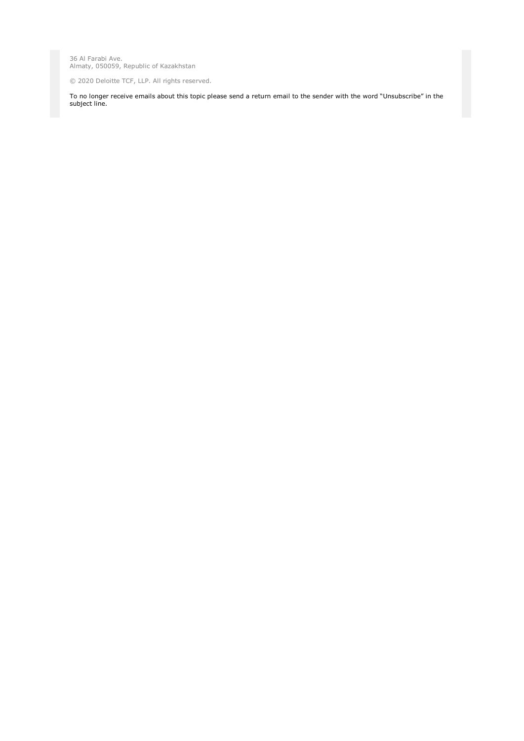36 Al Farabi Ave.
Almaty, 050059, Republic of Kazakhstan

© 2020 Deloitte TCF, LLP. All rights reserved.

To no longer receive emails about this topic please send a return email to the sender with the word "Unsubscribe" in the subject line.